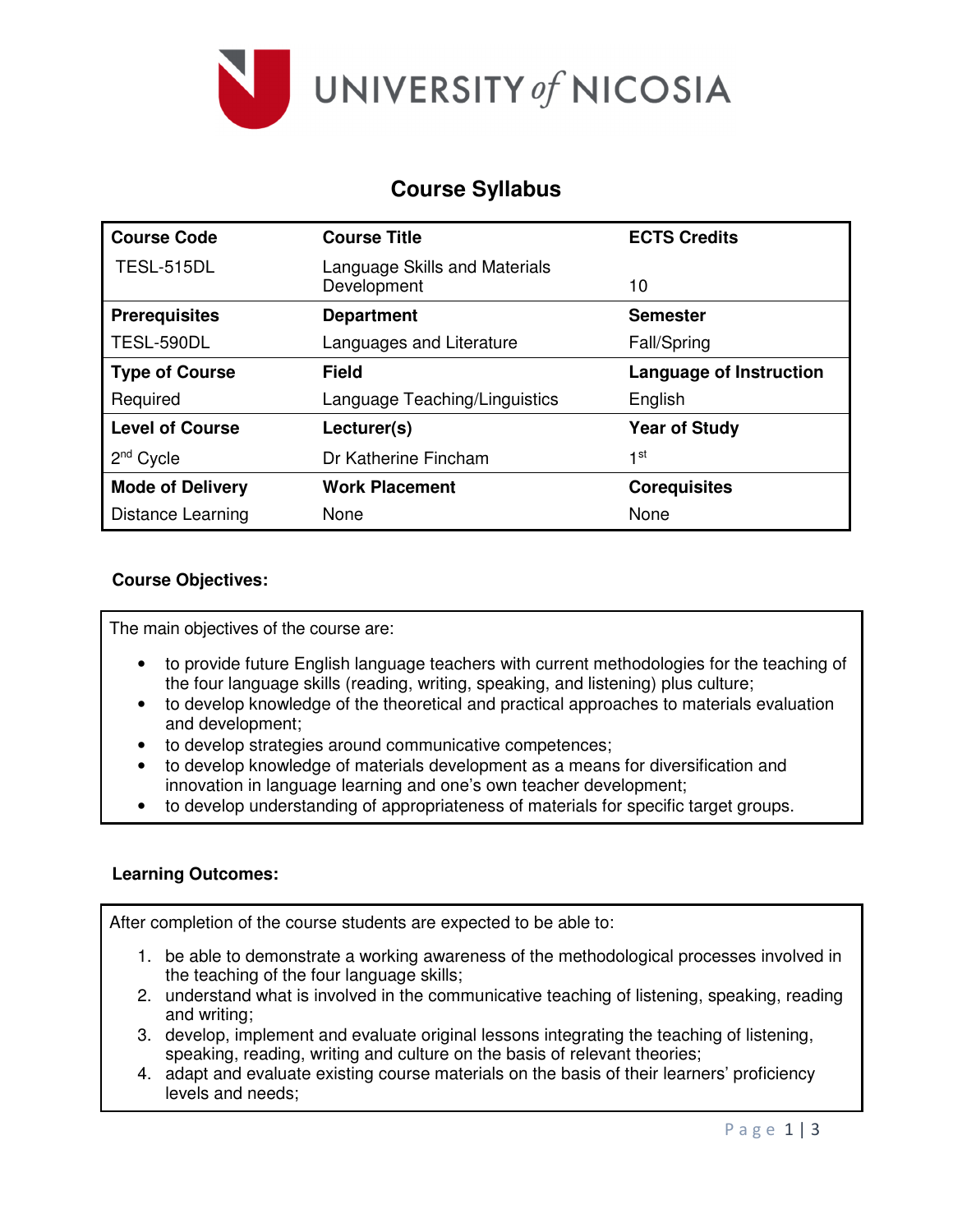UNIVERSITY of NICOSIA

# Course Syllabus

| Course Code | Course Title | ECTS Credits |
|---|---|---|
| TESL-515DL | Language Skills and Materials Development | 10 |
| **Prerequisites** | **Department** | **Semester** |
| TESL-590DL | Languages and Literature | Fall/Spring |
| **Type of Course** | **Field** | **Language of Instruction** |
| Required | Language Teaching/Linguistics | English |
| **Level of Course** | **Lecturer(s)** | **Year of Study** |
| 2nd Cycle | Dr Katherine Fincham | 1st |
| **Mode of Delivery** | **Work Placement** | **Corequisites** |
| Distance Learning | None | None |

**Course Objectives:**

The main objectives of the course are:

- to provide future English language teachers with current methodologies for the teaching of the four language skills (reading, writing, speaking, and listening) plus culture;
- to develop knowledge of the theoretical and practical approaches to materials evaluation and development;
- to develop strategies around communicative competences;
- to develop knowledge of materials development as a means for diversification and innovation in language learning and one's own teacher development;
- to develop understanding of appropriateness of materials for specific target groups.

**Learning Outcomes:**

After completion of the course students are expected to be able to:

1. be able to demonstrate a working awareness of the methodological processes involved in the teaching of the four language skills;
2. understand what is involved in the communicative teaching of listening, speaking, reading and writing;
3. develop, implement and evaluate original lessons integrating the teaching of listening, speaking, reading, writing and culture on the basis of relevant theories;
4. adapt and evaluate existing course materials on the basis of their learners' proficiency levels and needs;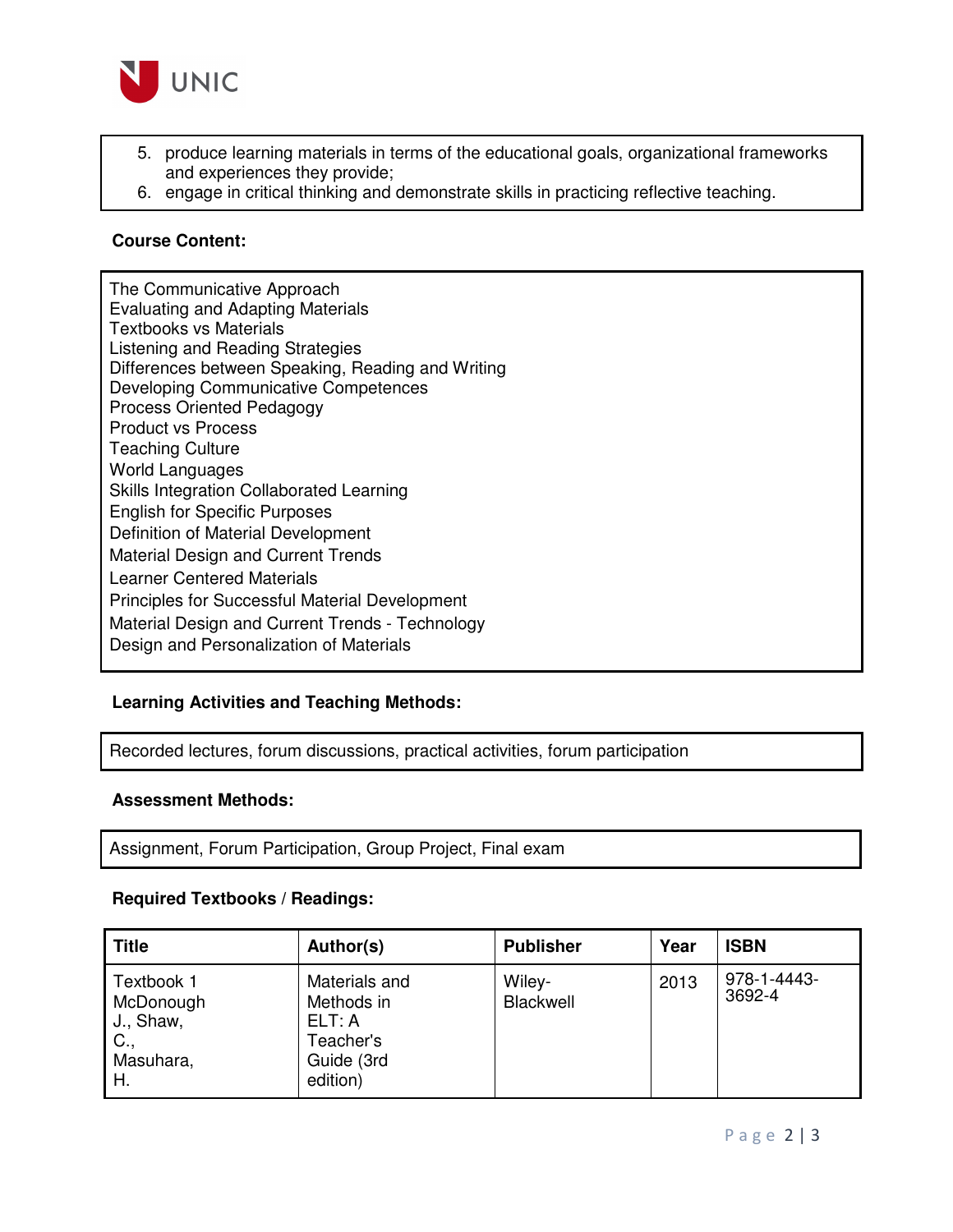5. produce learning materials in terms of the educational goals, organizational frameworks and experiences they provide;
6. engage in critical thinking and demonstrate skills in practicing reflective teaching.

**Course Content:**

The Communicative Approach
Evaluating and Adapting Materials
Textbooks vs Materials
Listening and Reading Strategies
Differences between Speaking, Reading and Writing
Developing Communicative Competences
Process Oriented Pedagogy
Product vs Process
Teaching Culture
World Languages
Skills Integration Collaborated Learning
English for Specific Purposes
Definition of Material Development
Material Design and Current Trends
Learner Centered Materials
Principles for Successful Material Development
Material Design and Current Trends - Technology
Design and Personalization of Materials

**Learning Activities and Teaching Methods:**

Recorded lectures, forum discussions, practical activities, forum participation

**Assessment Methods:**

Assignment, Forum Participation, Group Project, Final exam

**Required Textbooks / Readings:**

| Title | Author(s) | Publisher | Year | ISBN |
|---|---|---|---|---|
| Textbook 1 McDonough J., Shaw, C., Masuhara, H. | Materials and Methods in ELT: A Teacher's Guide (3rd edition) | Wiley-Blackwell | 2013 | 978-1-4443-3692-4 |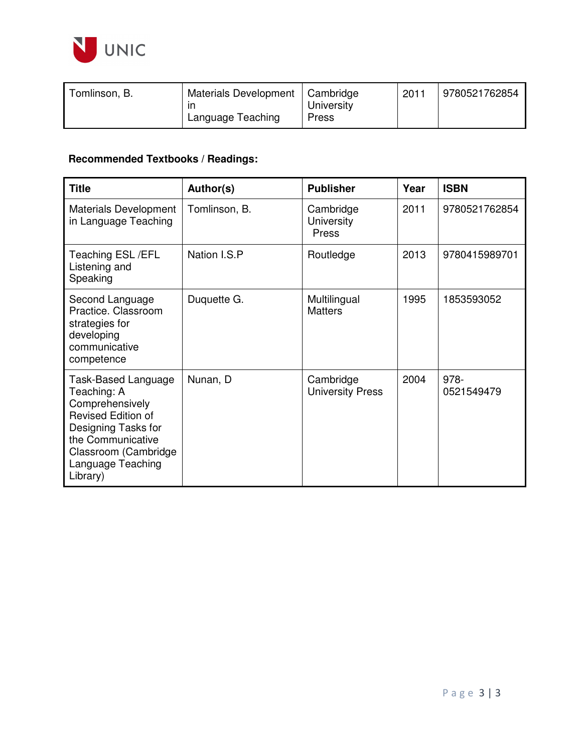| | | | | |
|---|---|---|---|---|
| Tomlinson, B. | Materials Development in Language Teaching | Cambridge University Press | 2011 | 9780521762854 |

**Recommended Textbooks / Readings:**

| Title | Author(s) | Publisher | Year | ISBN |
|---|---|---|---|---|
| Materials Development in Language Teaching | Tomlinson, B. | Cambridge University Press | 2011 | 9780521762854 |
| Teaching ESL /EFL Listening and Speaking | Nation I.S.P | Routledge | 2013 | 9780415989701 |
| Second Language Practice. Classroom strategies for developing communicative competence | Duquette G. | Multilingual Matters | 1995 | 1853593052 |
| Task-Based Language Teaching: A Comprehensively Revised Edition of Designing Tasks for the Communicative Classroom (Cambridge Language Teaching Library) | Nunan, D | Cambridge University Press | 2004 | 978-0521549479 |